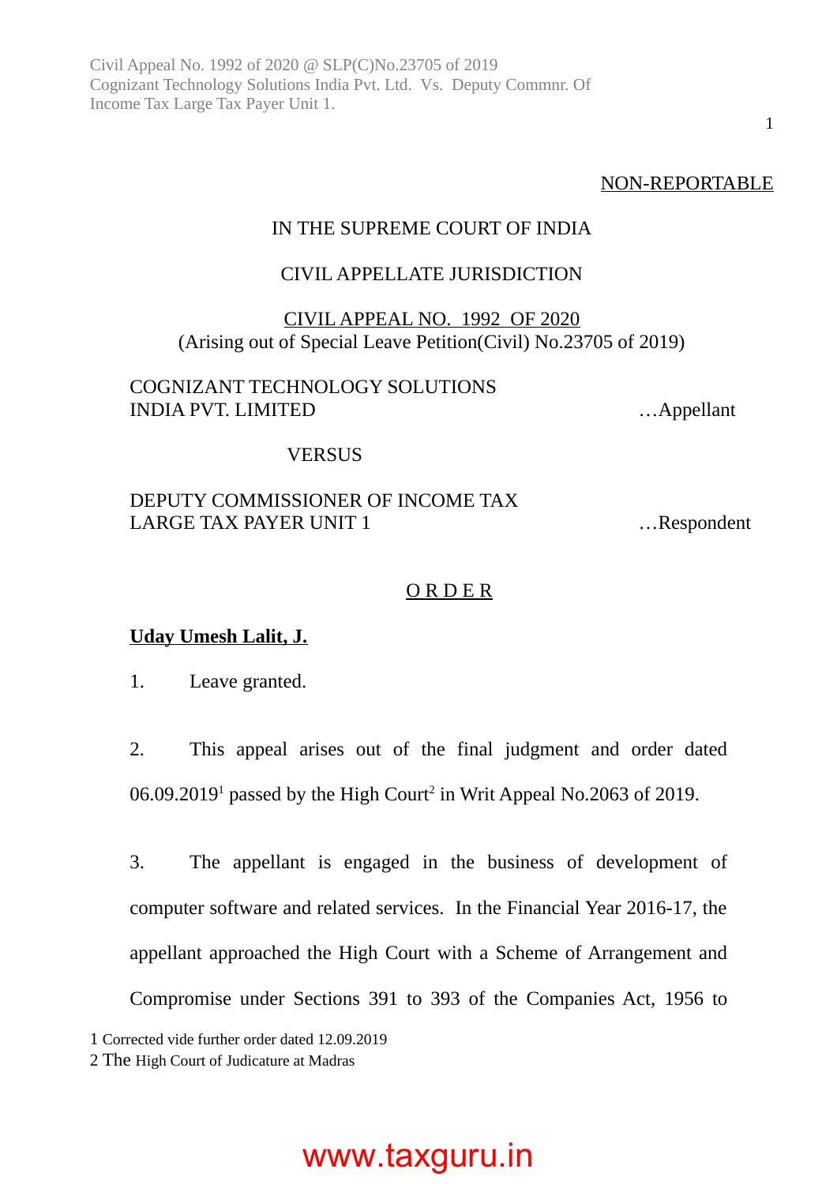NON-REPORTABLE

# IN THE SUPREME COURT OF INDIA

## CIVIL APPELLATE JURISDICTION

CIVIL APPEAL NO. 1992 OF 2020
(Arising out of Special Leave Petition(Civil) No.23705 of 2019)

COGNIZANT TECHNOLOGY SOLUTIONS
INDIA PVT. LIMITED …Appellant

VERSUS

DEPUTY COMMISSIONER OF INCOME TAX
LARGE TAX PAYER UNIT 1 …Respondent

## O R D E R

**Uday Umesh Lalit, J.**

1. Leave granted.

2. This appeal arises out of the final judgment and order dated 06.09.2019[1] passed by the High Court[2] in Writ Appeal No.2063 of 2019.

3. The appellant is engaged in the business of development of computer software and related services. In the Financial Year 2016-17, the appellant approached the High Court with a Scheme of Arrangement and Compromise under Sections 391 to 393 of the Companies Act, 1956 to

1 Corrected vide further order dated 12.09.2019
2 The High Court of Judicature at Madras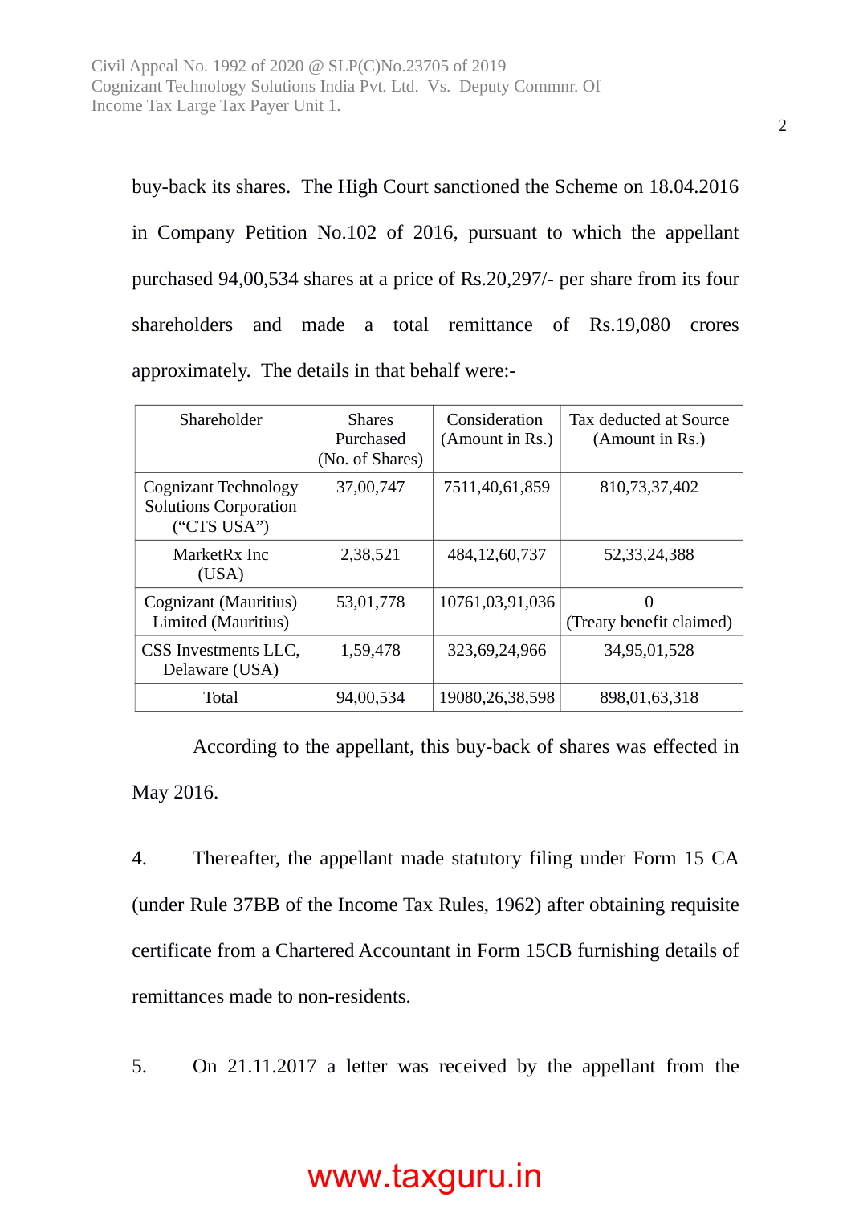buy-back its shares. The High Court sanctioned the Scheme on 18.04.2016 in Company Petition No.102 of 2016, pursuant to which the appellant purchased 94,00,534 shares at a price of Rs.20,297/- per share from its four shareholders and made a total remittance of Rs.19,080 crores approximately. The details in that behalf were:-

| Shareholder | Shares Purchased (No. of Shares) | Consideration (Amount in Rs.) | Tax deducted at Source (Amount in Rs.) |
|---|---|---|---|
| Cognizant Technology Solutions Corporation ("CTS USA") | 37,00,747 | 7511,40,61,859 | 810,73,37,402 |
| MarketRx Inc (USA) | 2,38,521 | 484,12,60,737 | 52,33,24,388 |
| Cognizant (Mauritius) Limited (Mauritius) | 53,01,778 | 10761,03,91,036 | 0 (Treaty benefit claimed) |
| CSS Investments LLC, Delaware (USA) | 1,59,478 | 323,69,24,966 | 34,95,01,528 |
| Total | 94,00,534 | 19080,26,38,598 | 898,01,63,318 |

According to the appellant, this buy-back of shares was effected in May 2016.

4. Thereafter, the appellant made statutory filing under Form 15 CA (under Rule 37BB of the Income Tax Rules, 1962) after obtaining requisite certificate from a Chartered Accountant in Form 15CB furnishing details of remittances made to non-residents.

5. On 21.11.2017 a letter was received by the appellant from the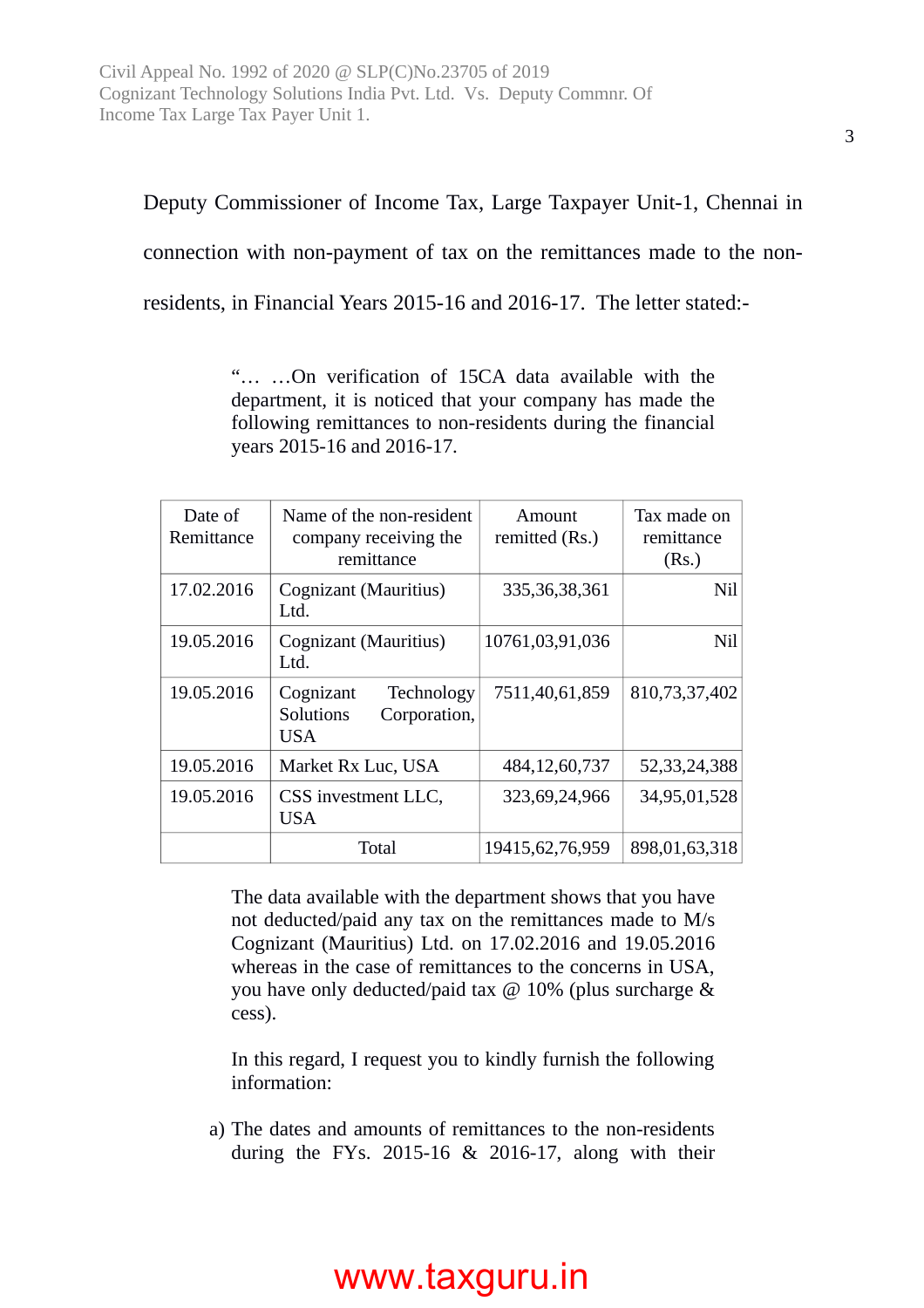Deputy Commissioner of Income Tax, Large Taxpayer Unit-1, Chennai in connection with non-payment of tax on the remittances made to the non-residents, in Financial Years 2015-16 and 2016-17. The letter stated:-

> "… …On verification of 15CA data available with the department, it is noticed that your company has made the following remittances to non-residents during the financial years 2015-16 and 2016-17.

| Date of Remittance | Name of the non-resident company receiving the remittance | Amount remitted (Rs.) | Tax made on remittance (Rs.) |
|---|---|---|---|
| 17.02.2016 | Cognizant (Mauritius) Ltd. | 335,36,38,361 | Nil |
| 19.05.2016 | Cognizant (Mauritius) Ltd. | 10761,03,91,036 | Nil |
| 19.05.2016 | Cognizant Technology Solutions Corporation, USA | 7511,40,61,859 | 810,73,37,402 |
| 19.05.2016 | Market Rx Luc, USA | 484,12,60,737 | 52,33,24,388 |
| 19.05.2016 | CSS investment LLC, USA | 323,69,24,966 | 34,95,01,528 |
| | Total | 19415,62,76,959 | 898,01,63,318 |

> The data available with the department shows that you have not deducted/paid any tax on the remittances made to M/s Cognizant (Mauritius) Ltd. on 17.02.2016 and 19.05.2016 whereas in the case of remittances to the concerns in USA, you have only deducted/paid tax @ 10% (plus surcharge & cess).
>
> In this regard, I request you to kindly furnish the following information:
>
> a) The dates and amounts of remittances to the non-residents during the FYs. 2015-16 & 2016-17, along with their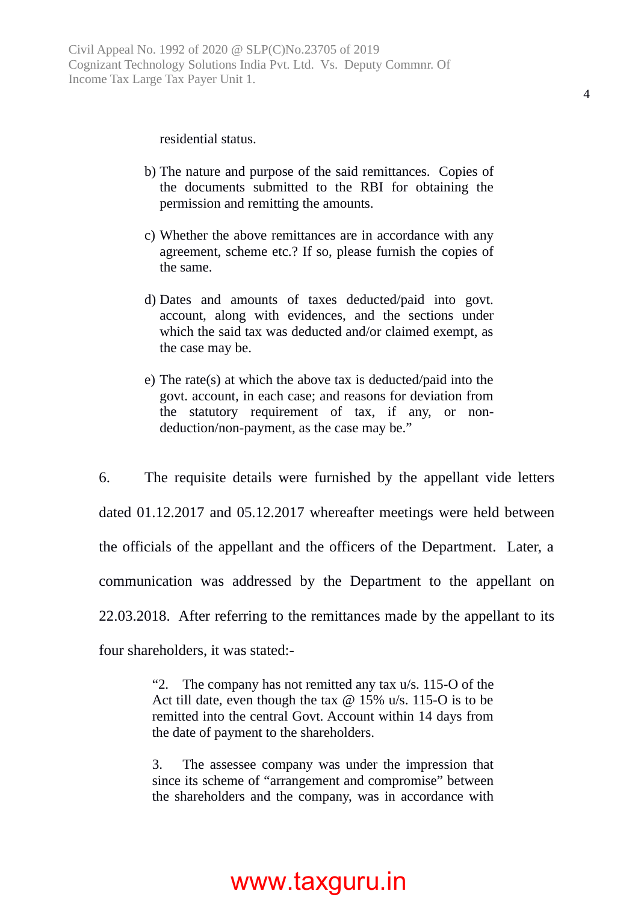residential status.

b) The nature and purpose of the said remittances. Copies of the documents submitted to the RBI for obtaining the permission and remitting the amounts.

c) Whether the above remittances are in accordance with any agreement, scheme etc.? If so, please furnish the copies of the same.

d) Dates and amounts of taxes deducted/paid into govt. account, along with evidences, and the sections under which the said tax was deducted and/or claimed exempt, as the case may be.

e) The rate(s) at which the above tax is deducted/paid into the govt. account, in each case; and reasons for deviation from the statutory requirement of tax, if any, or non-deduction/non-payment, as the case may be."

6. The requisite details were furnished by the appellant vide letters dated 01.12.2017 and 05.12.2017 whereafter meetings were held between the officials of the appellant and the officers of the Department. Later, a communication was addressed by the Department to the appellant on 22.03.2018. After referring to the remittances made by the appellant to its four shareholders, it was stated:-

> "2. The company has not remitted any tax u/s. 115-O of the Act till date, even though the tax @ 15% u/s. 115-O is to be remitted into the central Govt. Account within 14 days from the date of payment to the shareholders.
>
> 3. The assessee company was under the impression that since its scheme of "arrangement and compromise" between the shareholders and the company, was in accordance with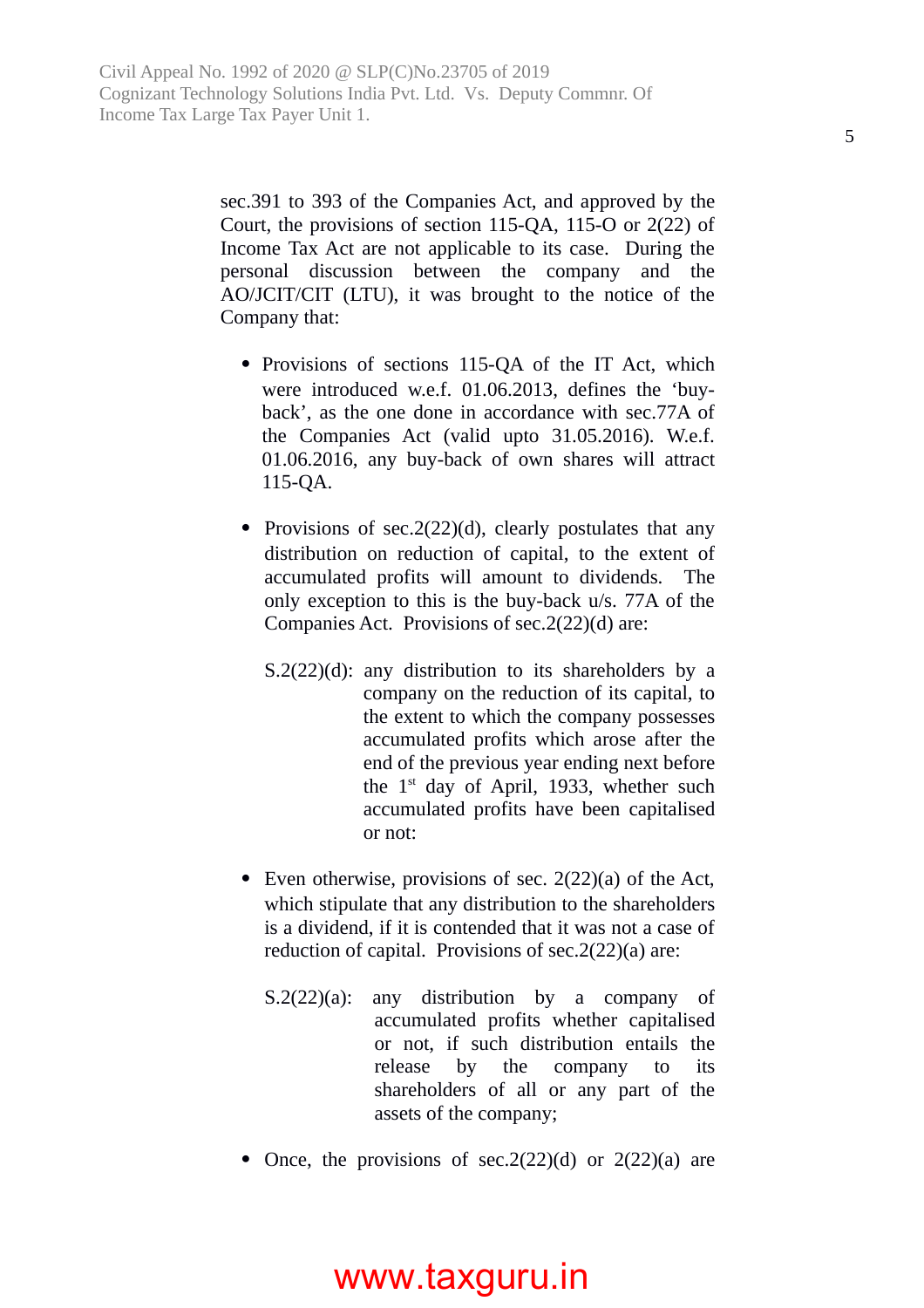sec.391 to 393 of the Companies Act, and approved by the Court, the provisions of section 115-QA, 115-O or 2(22) of Income Tax Act are not applicable to its case. During the personal discussion between the company and the AO/JCIT/CIT (LTU), it was brought to the notice of the Company that:

- Provisions of sections 115-QA of the IT Act, which were introduced w.e.f. 01.06.2013, defines the 'buy-back', as the one done in accordance with sec.77A of the Companies Act (valid upto 31.05.2016). W.e.f. 01.06.2016, any buy-back of own shares will attract 115-QA.

- Provisions of sec.2(22)(d), clearly postulates that any distribution on reduction of capital, to the extent of accumulated profits will amount to dividends. The only exception to this is the buy-back u/s. 77A of the Companies Act. Provisions of sec.2(22)(d) are:

  S.2(22)(d): any distribution to its shareholders by a company on the reduction of its capital, to the extent to which the company possesses accumulated profits which arose after the end of the previous year ending next before the 1st day of April, 1933, whether such accumulated profits have been capitalised or not:

- Even otherwise, provisions of sec. 2(22)(a) of the Act, which stipulate that any distribution to the shareholders is a dividend, if it is contended that it was not a case of reduction of capital. Provisions of sec.2(22)(a) are:

  S.2(22)(a): any distribution by a company of accumulated profits whether capitalised or not, if such distribution entails the release by the company to its shareholders of all or any part of the assets of the company;

- Once, the provisions of sec.2(22)(d) or 2(22)(a) are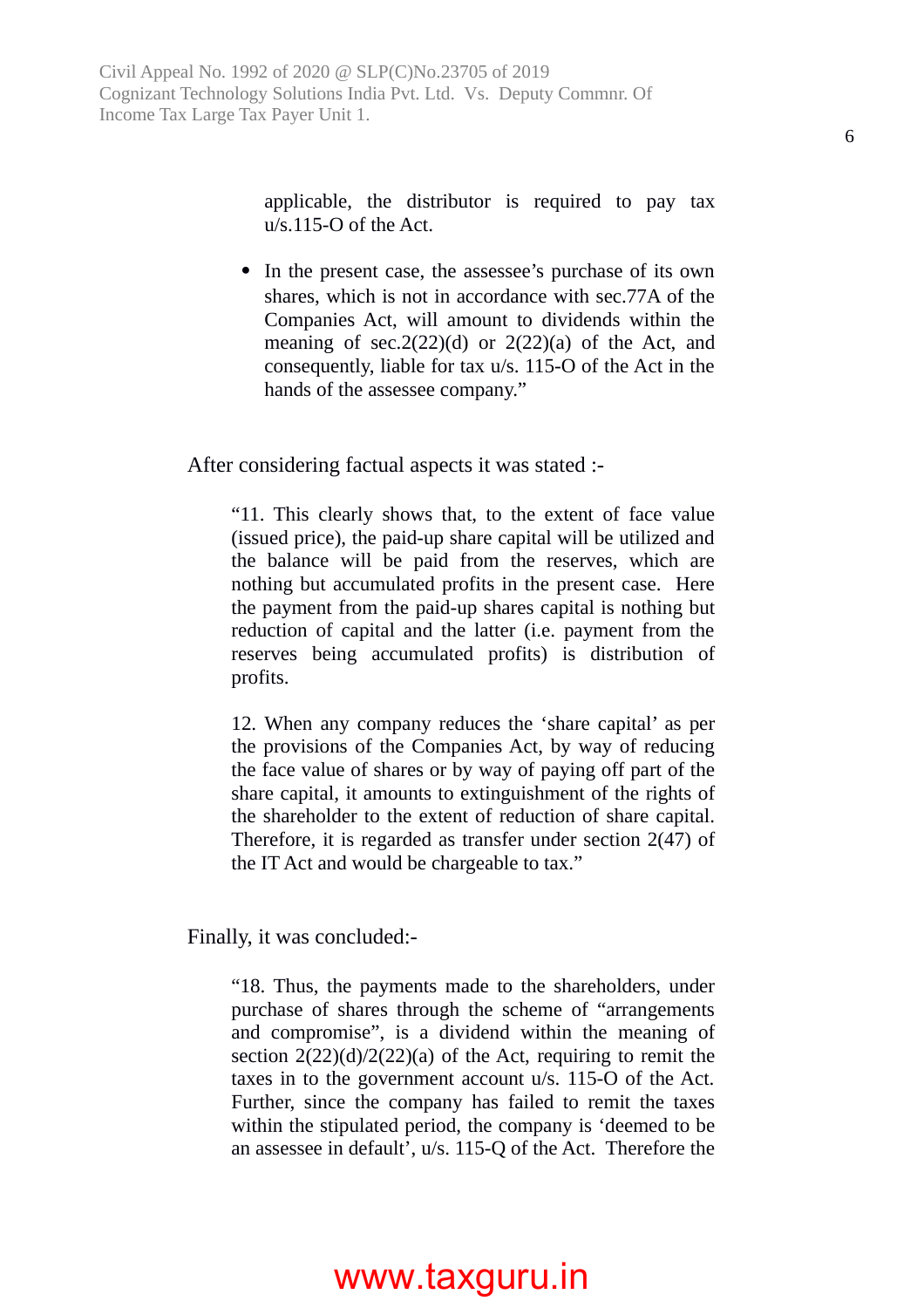applicable, the distributor is required to pay tax u/s.115-O of the Act.

- In the present case, the assessee's purchase of its own shares, which is not in accordance with sec.77A of the Companies Act, will amount to dividends within the meaning of sec.2(22)(d) or 2(22)(a) of the Act, and consequently, liable for tax u/s. 115-O of the Act in the hands of the assessee company."

After considering factual aspects it was stated :-

> "11. This clearly shows that, to the extent of face value (issued price), the paid-up share capital will be utilized and the balance will be paid from the reserves, which are nothing but accumulated profits in the present case. Here the payment from the paid-up shares capital is nothing but reduction of capital and the latter (i.e. payment from the reserves being accumulated profits) is distribution of profits.
>
> 12. When any company reduces the 'share capital' as per the provisions of the Companies Act, by way of reducing the face value of shares or by way of paying off part of the share capital, it amounts to extinguishment of the rights of the shareholder to the extent of reduction of share capital. Therefore, it is regarded as transfer under section 2(47) of the IT Act and would be chargeable to tax."

Finally, it was concluded:-

> "18. Thus, the payments made to the shareholders, under purchase of shares through the scheme of "arrangements and compromise", is a dividend within the meaning of section 2(22)(d)/2(22)(a) of the Act, requiring to remit the taxes in to the government account u/s. 115-O of the Act. Further, since the company has failed to remit the taxes within the stipulated period, the company is 'deemed to be an assessee in default', u/s. 115-Q of the Act. Therefore the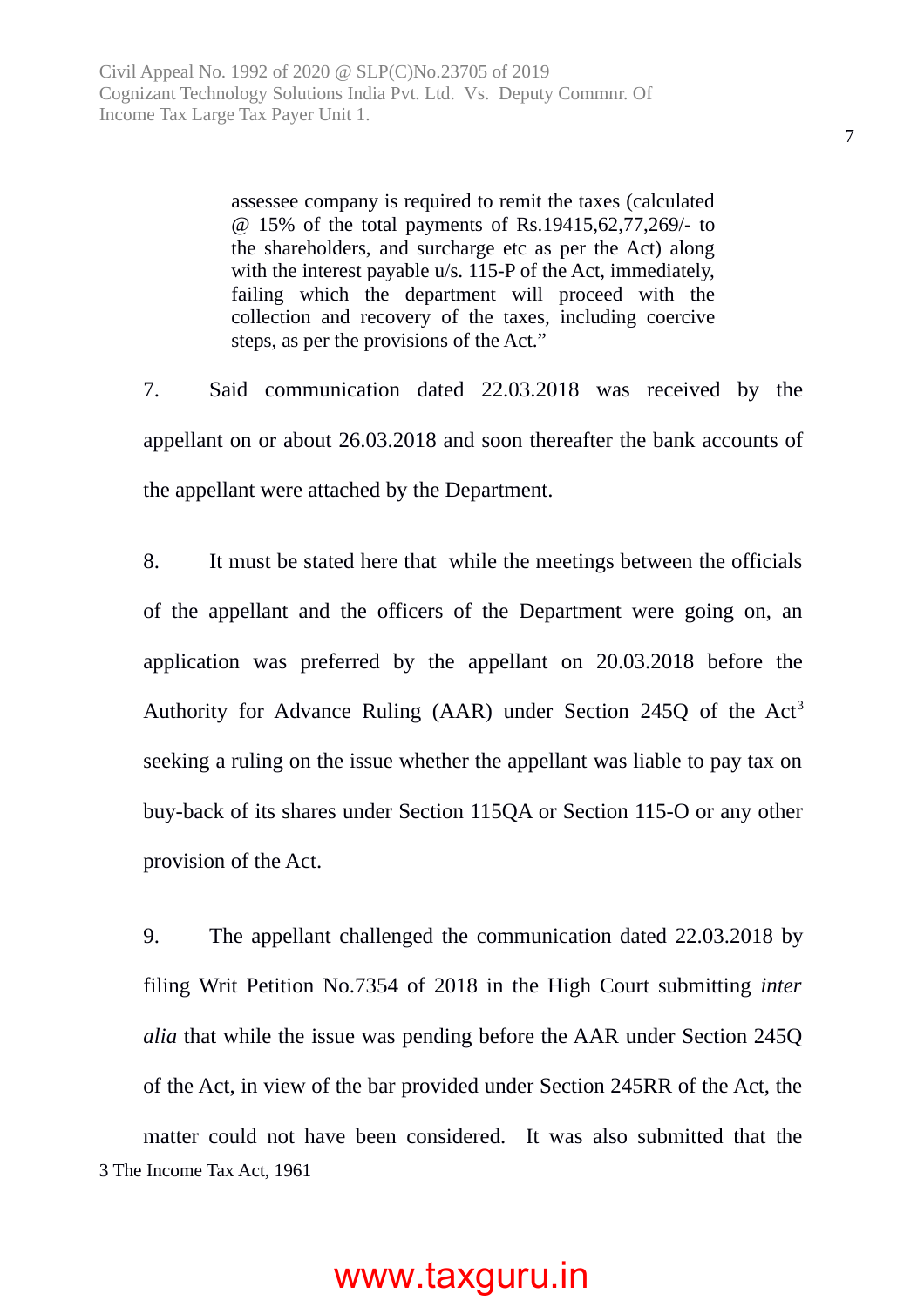> assessee company is required to remit the taxes (calculated @ 15% of the total payments of Rs.19415,62,77,269/- to the shareholders, and surcharge etc as per the Act) along with the interest payable u/s. 115-P of the Act, immediately, failing which the department will proceed with the collection and recovery of the taxes, including coercive steps, as per the provisions of the Act."

7. Said communication dated 22.03.2018 was received by the appellant on or about 26.03.2018 and soon thereafter the bank accounts of the appellant were attached by the Department.

8. It must be stated here that while the meetings between the officials of the appellant and the officers of the Department were going on, an application was preferred by the appellant on 20.03.2018 before the Authority for Advance Ruling (AAR) under Section 245Q of the Act[3] seeking a ruling on the issue whether the appellant was liable to pay tax on buy-back of its shares under Section 115QA or Section 115-O or any other provision of the Act.

9. The appellant challenged the communication dated 22.03.2018 by filing Writ Petition No.7354 of 2018 in the High Court submitting *inter alia* that while the issue was pending before the AAR under Section 245Q of the Act, in view of the bar provided under Section 245RR of the Act, the matter could not have been considered. It was also submitted that the

3 The Income Tax Act, 1961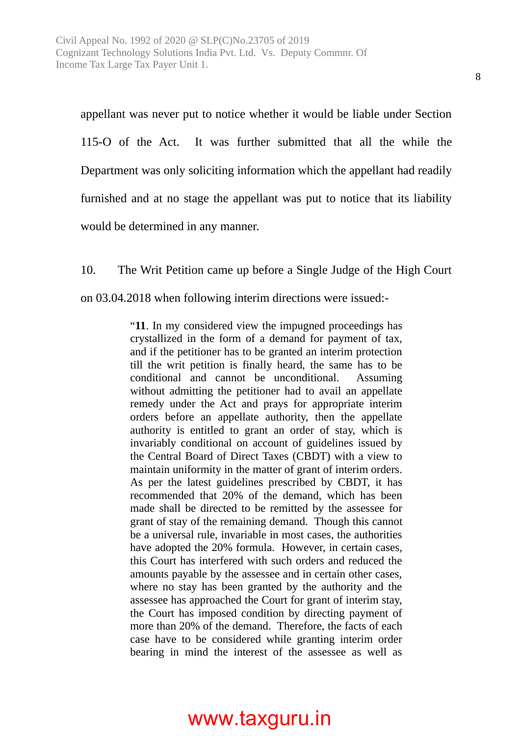appellant was never put to notice whether it would be liable under Section 115-O of the Act. It was further submitted that all the while the Department was only soliciting information which the appellant had readily furnished and at no stage the appellant was put to notice that its liability would be determined in any manner.

10. The Writ Petition came up before a Single Judge of the High Court on 03.04.2018 when following interim directions were issued:-

> "**11**. In my considered view the impugned proceedings has crystallized in the form of a demand for payment of tax, and if the petitioner has to be granted an interim protection till the writ petition is finally heard, the same has to be conditional and cannot be unconditional. Assuming without admitting the petitioner had to avail an appellate remedy under the Act and prays for appropriate interim orders before an appellate authority, then the appellate authority is entitled to grant an order of stay, which is invariably conditional on account of guidelines issued by the Central Board of Direct Taxes (CBDT) with a view to maintain uniformity in the matter of grant of interim orders. As per the latest guidelines prescribed by CBDT, it has recommended that 20% of the demand, which has been made shall be directed to be remitted by the assessee for grant of stay of the remaining demand. Though this cannot be a universal rule, invariable in most cases, the authorities have adopted the 20% formula. However, in certain cases, this Court has interfered with such orders and reduced the amounts payable by the assessee and in certain other cases, where no stay has been granted by the authority and the assessee has approached the Court for grant of interim stay, the Court has imposed condition by directing payment of more than 20% of the demand. Therefore, the facts of each case have to be considered while granting interim order bearing in mind the interest of the assessee as well as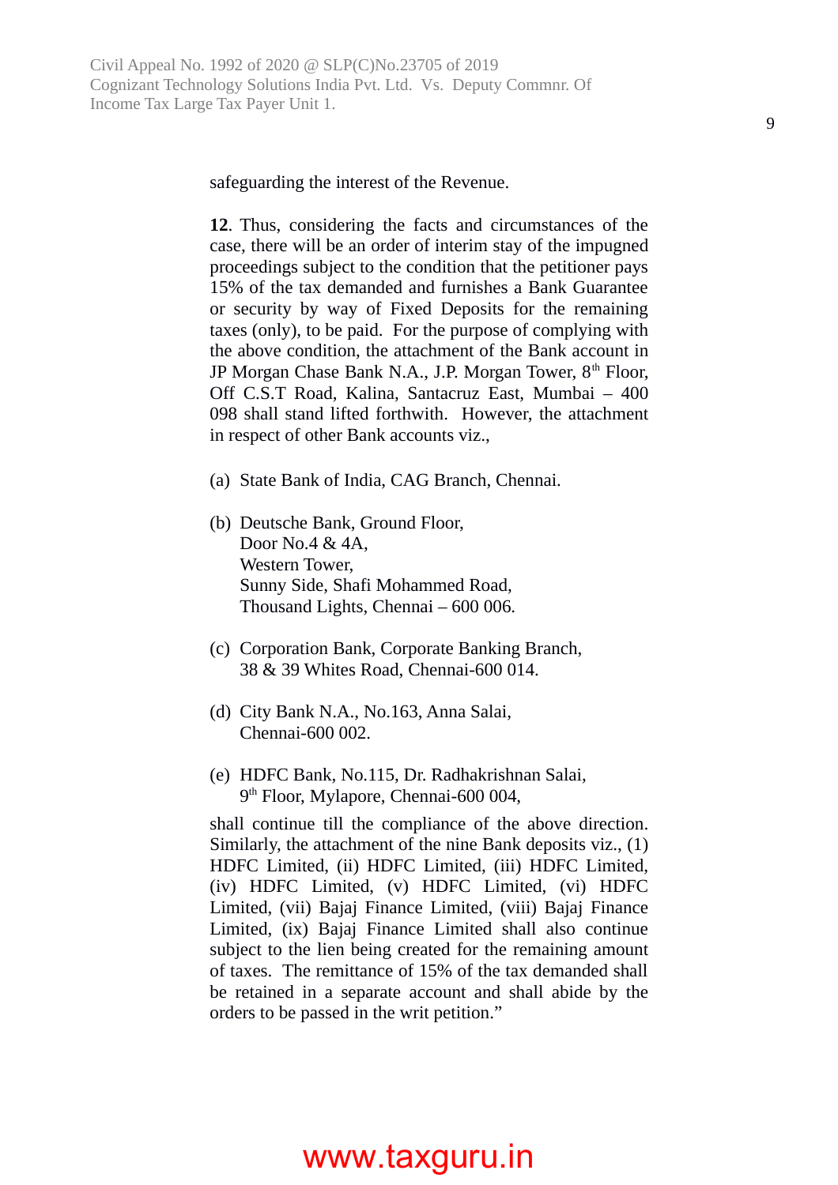safeguarding the interest of the Revenue.

**12**. Thus, considering the facts and circumstances of the case, there will be an order of interim stay of the impugned proceedings subject to the condition that the petitioner pays 15% of the tax demanded and furnishes a Bank Guarantee or security by way of Fixed Deposits for the remaining taxes (only), to be paid. For the purpose of complying with the above condition, the attachment of the Bank account in JP Morgan Chase Bank N.A., J.P. Morgan Tower, 8th Floor, Off C.S.T Road, Kalina, Santacruz East, Mumbai – 400 098 shall stand lifted forthwith. However, the attachment in respect of other Bank accounts viz.,

(a) State Bank of India, CAG Branch, Chennai.

(b) Deutsche Bank, Ground Floor,
Door No.4 & 4A,
Western Tower,
Sunny Side, Shafi Mohammed Road,
Thousand Lights, Chennai – 600 006.

(c) Corporation Bank, Corporate Banking Branch,
38 & 39 Whites Road, Chennai-600 014.

(d) City Bank N.A., No.163, Anna Salai,
Chennai-600 002.

(e) HDFC Bank, No.115, Dr. Radhakrishnan Salai,
9th Floor, Mylapore, Chennai-600 004,

shall continue till the compliance of the above direction. Similarly, the attachment of the nine Bank deposits viz., (1) HDFC Limited, (ii) HDFC Limited, (iii) HDFC Limited, (iv) HDFC Limited, (v) HDFC Limited, (vi) HDFC Limited, (vii) Bajaj Finance Limited, (viii) Bajaj Finance Limited, (ix) Bajaj Finance Limited shall also continue subject to the lien being created for the remaining amount of taxes. The remittance of 15% of the tax demanded shall be retained in a separate account and shall abide by the orders to be passed in the writ petition."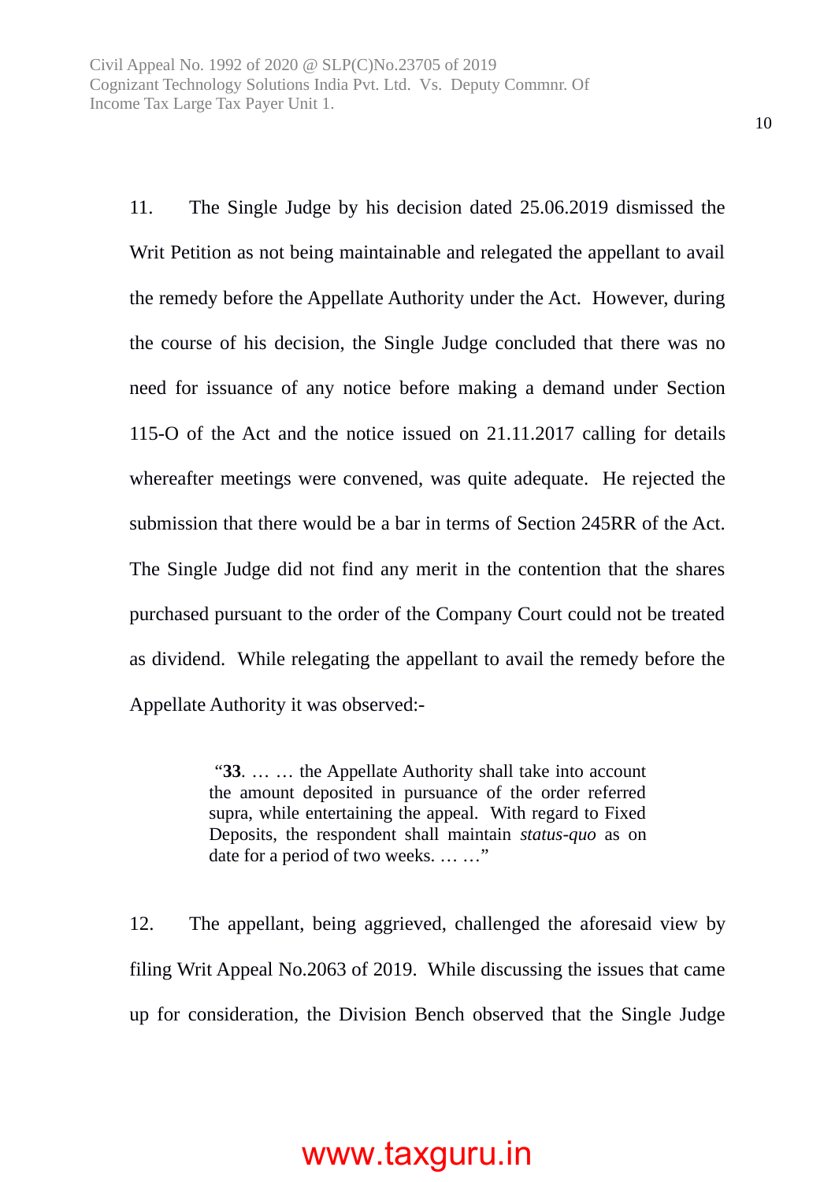11. The Single Judge by his decision dated 25.06.2019 dismissed the Writ Petition as not being maintainable and relegated the appellant to avail the remedy before the Appellate Authority under the Act. However, during the course of his decision, the Single Judge concluded that there was no need for issuance of any notice before making a demand under Section 115-O of the Act and the notice issued on 21.11.2017 calling for details whereafter meetings were convened, was quite adequate. He rejected the submission that there would be a bar in terms of Section 245RR of the Act. The Single Judge did not find any merit in the contention that the shares purchased pursuant to the order of the Company Court could not be treated as dividend. While relegating the appellant to avail the remedy before the Appellate Authority it was observed:-

> "**33**. … … the Appellate Authority shall take into account the amount deposited in pursuance of the order referred supra, while entertaining the appeal. With regard to Fixed Deposits, the respondent shall maintain *status-quo* as on date for a period of two weeks. … …"

12. The appellant, being aggrieved, challenged the aforesaid view by filing Writ Appeal No.2063 of 2019. While discussing the issues that came up for consideration, the Division Bench observed that the Single Judge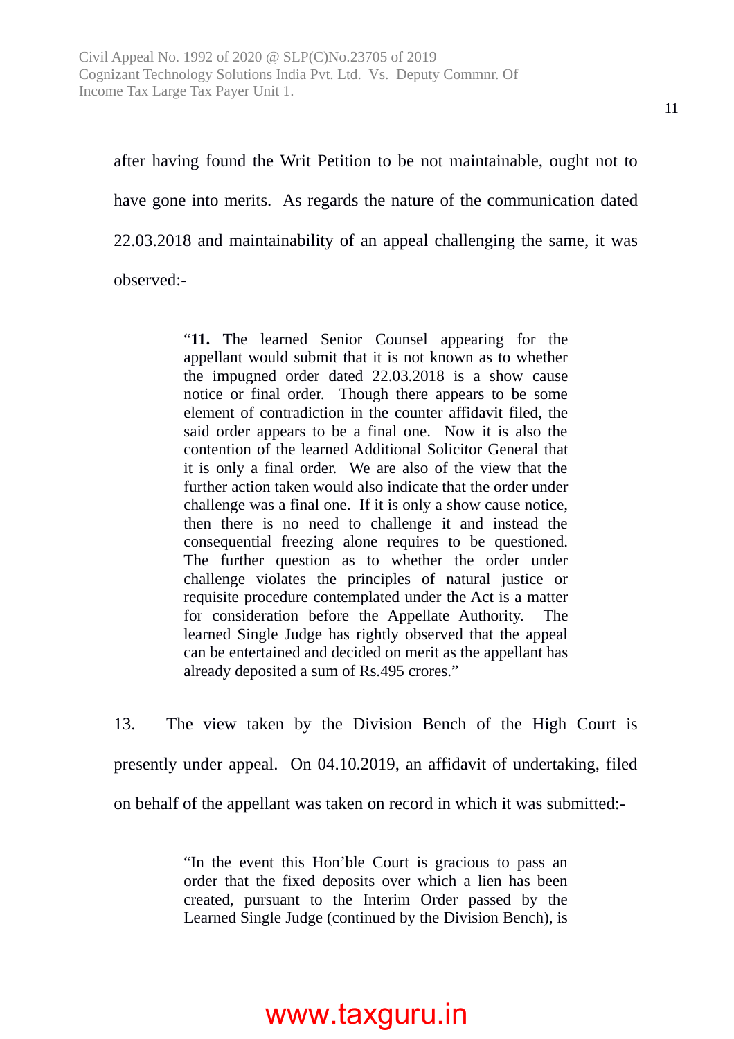after having found the Writ Petition to be not maintainable, ought not to have gone into merits. As regards the nature of the communication dated 22.03.2018 and maintainability of an appeal challenging the same, it was observed:-

> "**11.** The learned Senior Counsel appearing for the appellant would submit that it is not known as to whether the impugned order dated 22.03.2018 is a show cause notice or final order. Though there appears to be some element of contradiction in the counter affidavit filed, the said order appears to be a final one. Now it is also the contention of the learned Additional Solicitor General that it is only a final order. We are also of the view that the further action taken would also indicate that the order under challenge was a final one. If it is only a show cause notice, then there is no need to challenge it and instead the consequential freezing alone requires to be questioned. The further question as to whether the order under challenge violates the principles of natural justice or requisite procedure contemplated under the Act is a matter for consideration before the Appellate Authority. The learned Single Judge has rightly observed that the appeal can be entertained and decided on merit as the appellant has already deposited a sum of Rs.495 crores."

13. The view taken by the Division Bench of the High Court is presently under appeal. On 04.10.2019, an affidavit of undertaking, filed on behalf of the appellant was taken on record in which it was submitted:-

> "In the event this Hon'ble Court is gracious to pass an order that the fixed deposits over which a lien has been created, pursuant to the Interim Order passed by the Learned Single Judge (continued by the Division Bench), is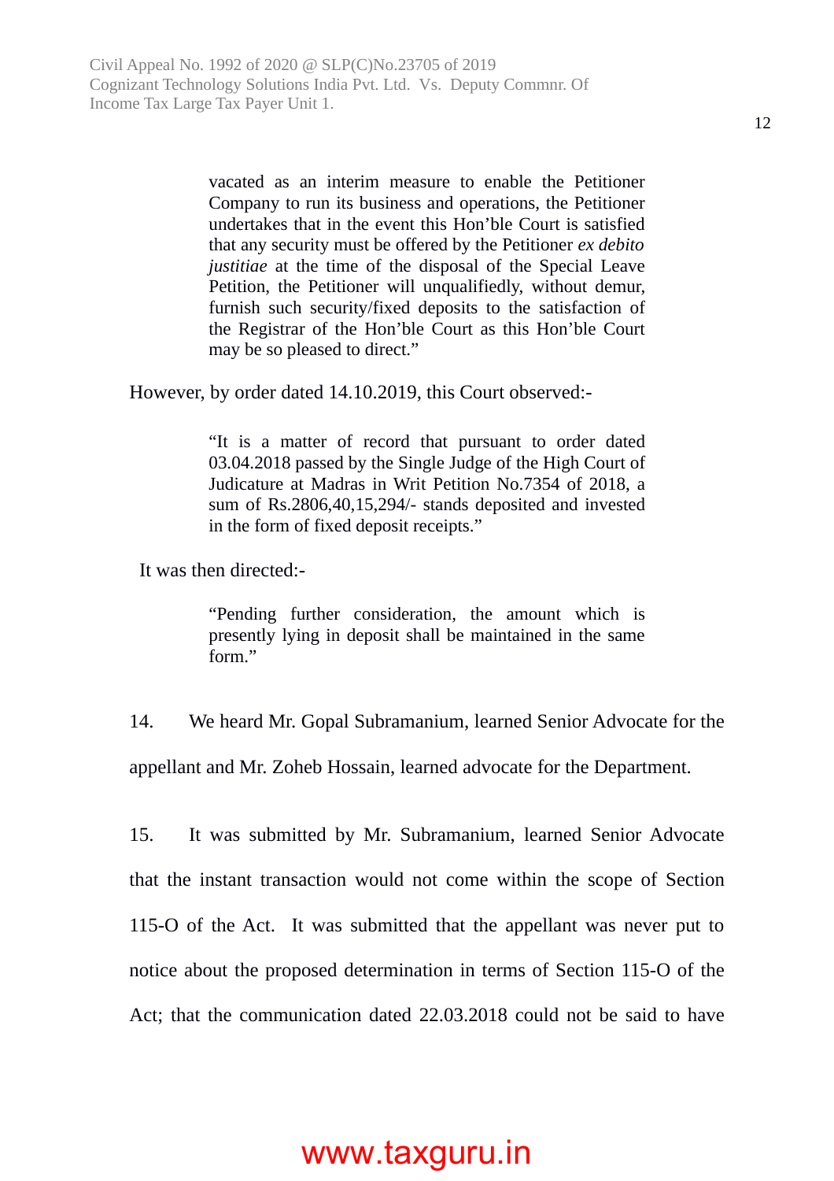> vacated as an interim measure to enable the Petitioner Company to run its business and operations, the Petitioner undertakes that in the event this Hon'ble Court is satisfied that any security must be offered by the Petitioner *ex debito justitiae* at the time of the disposal of the Special Leave Petition, the Petitioner will unqualifiedly, without demur, furnish such security/fixed deposits to the satisfaction of the Registrar of the Hon'ble Court as this Hon'ble Court may be so pleased to direct."

However, by order dated 14.10.2019, this Court observed:-

> "It is a matter of record that pursuant to order dated 03.04.2018 passed by the Single Judge of the High Court of Judicature at Madras in Writ Petition No.7354 of 2018, a sum of Rs.2806,40,15,294/- stands deposited and invested in the form of fixed deposit receipts."

It was then directed:-

> "Pending further consideration, the amount which is presently lying in deposit shall be maintained in the same form."

14. We heard Mr. Gopal Subramanium, learned Senior Advocate for the appellant and Mr. Zoheb Hossain, learned advocate for the Department.

15. It was submitted by Mr. Subramanium, learned Senior Advocate that the instant transaction would not come within the scope of Section 115-O of the Act. It was submitted that the appellant was never put to notice about the proposed determination in terms of Section 115-O of the Act; that the communication dated 22.03.2018 could not be said to have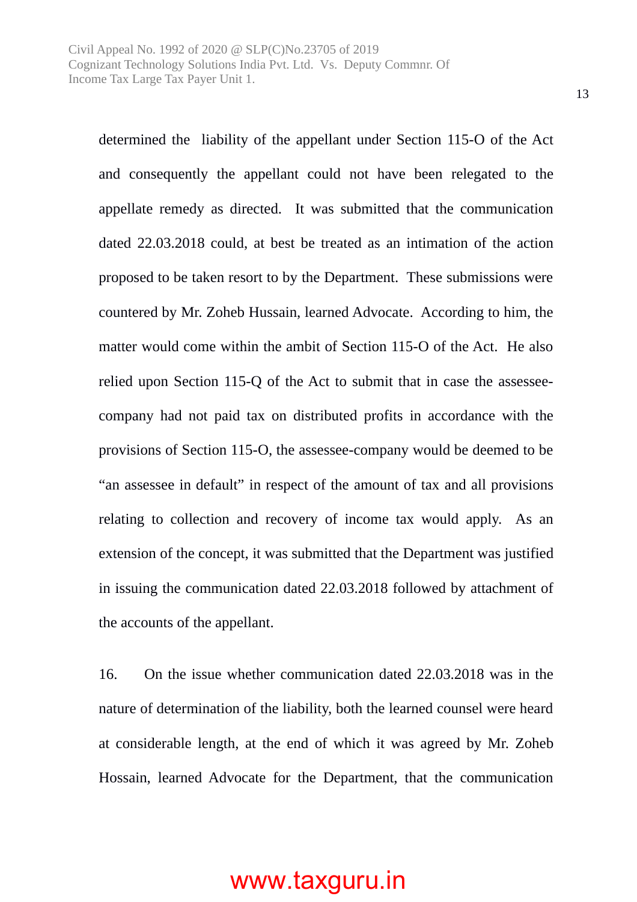determined the liability of the appellant under Section 115-O of the Act and consequently the appellant could not have been relegated to the appellate remedy as directed. It was submitted that the communication dated 22.03.2018 could, at best be treated as an intimation of the action proposed to be taken resort to by the Department. These submissions were countered by Mr. Zoheb Hussain, learned Advocate. According to him, the matter would come within the ambit of Section 115-O of the Act. He also relied upon Section 115-Q of the Act to submit that in case the assessee-company had not paid tax on distributed profits in accordance with the provisions of Section 115-O, the assessee-company would be deemed to be "an assessee in default" in respect of the amount of tax and all provisions relating to collection and recovery of income tax would apply. As an extension of the concept, it was submitted that the Department was justified in issuing the communication dated 22.03.2018 followed by attachment of the accounts of the appellant.

16. On the issue whether communication dated 22.03.2018 was in the nature of determination of the liability, both the learned counsel were heard at considerable length, at the end of which it was agreed by Mr. Zoheb Hossain, learned Advocate for the Department, that the communication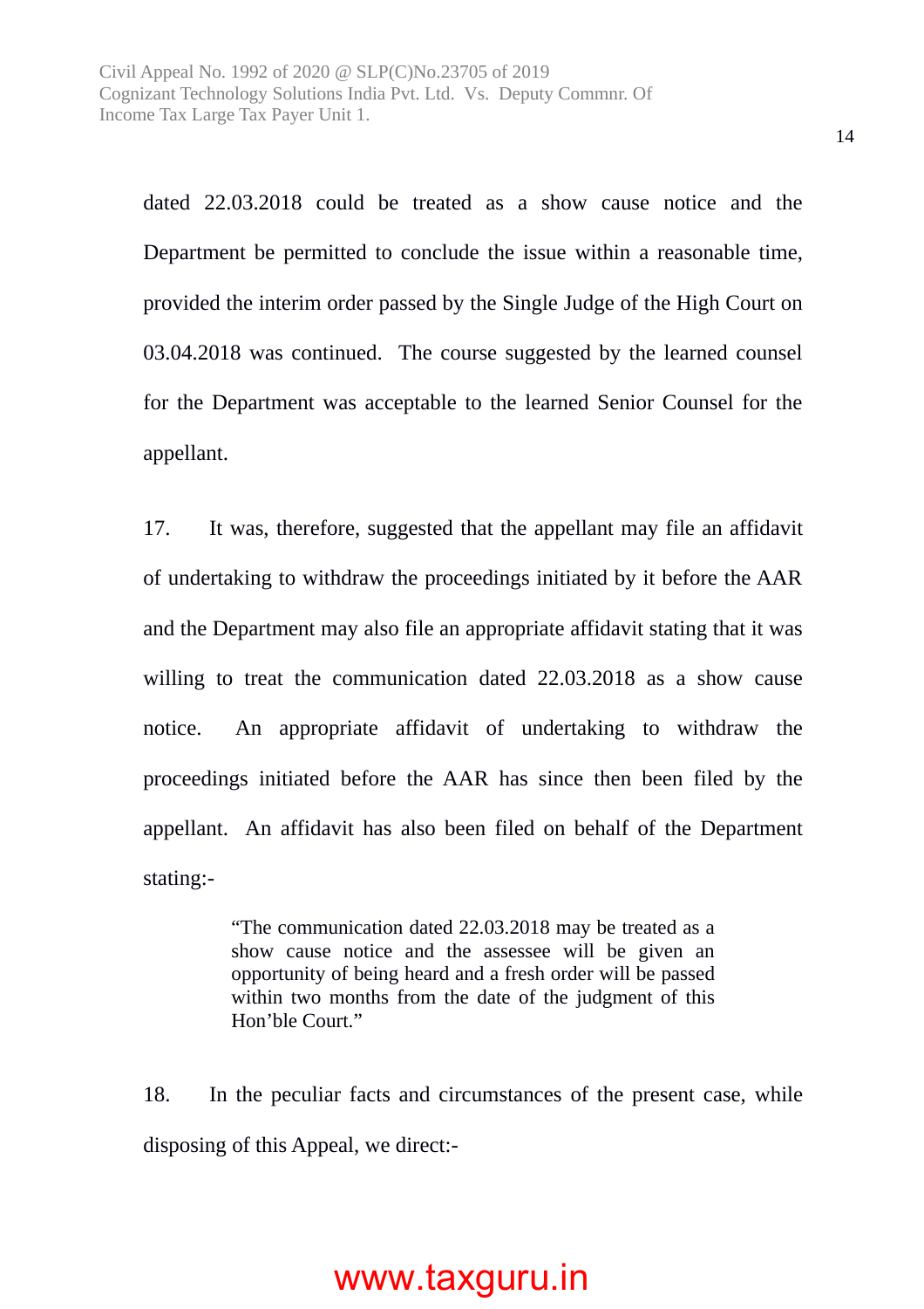dated 22.03.2018 could be treated as a show cause notice and the Department be permitted to conclude the issue within a reasonable time, provided the interim order passed by the Single Judge of the High Court on 03.04.2018 was continued. The course suggested by the learned counsel for the Department was acceptable to the learned Senior Counsel for the appellant.

17. It was, therefore, suggested that the appellant may file an affidavit of undertaking to withdraw the proceedings initiated by it before the AAR and the Department may also file an appropriate affidavit stating that it was willing to treat the communication dated 22.03.2018 as a show cause notice. An appropriate affidavit of undertaking to withdraw the proceedings initiated before the AAR has since then been filed by the appellant. An affidavit has also been filed on behalf of the Department stating:-

> "The communication dated 22.03.2018 may be treated as a show cause notice and the assessee will be given an opportunity of being heard and a fresh order will be passed within two months from the date of the judgment of this Hon'ble Court."

18. In the peculiar facts and circumstances of the present case, while disposing of this Appeal, we direct:-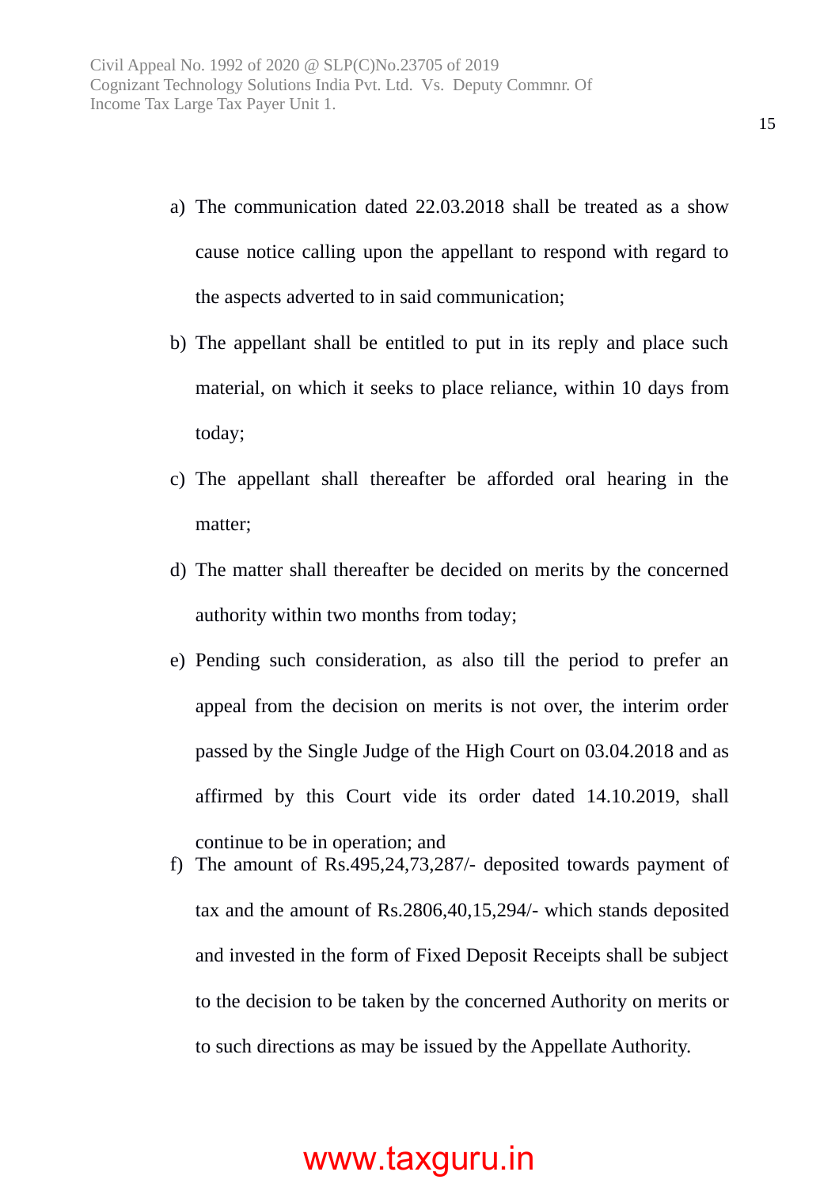a) The communication dated 22.03.2018 shall be treated as a show cause notice calling upon the appellant to respond with regard to the aspects adverted to in said communication;

b) The appellant shall be entitled to put in its reply and place such material, on which it seeks to place reliance, within 10 days from today;

c) The appellant shall thereafter be afforded oral hearing in the matter;

d) The matter shall thereafter be decided on merits by the concerned authority within two months from today;

e) Pending such consideration, as also till the period to prefer an appeal from the decision on merits is not over, the interim order passed by the Single Judge of the High Court on 03.04.2018 and as affirmed by this Court vide its order dated 14.10.2019, shall continue to be in operation; and

f) The amount of Rs.495,24,73,287/- deposited towards payment of tax and the amount of Rs.2806,40,15,294/- which stands deposited and invested in the form of Fixed Deposit Receipts shall be subject to the decision to be taken by the concerned Authority on merits or to such directions as may be issued by the Appellate Authority.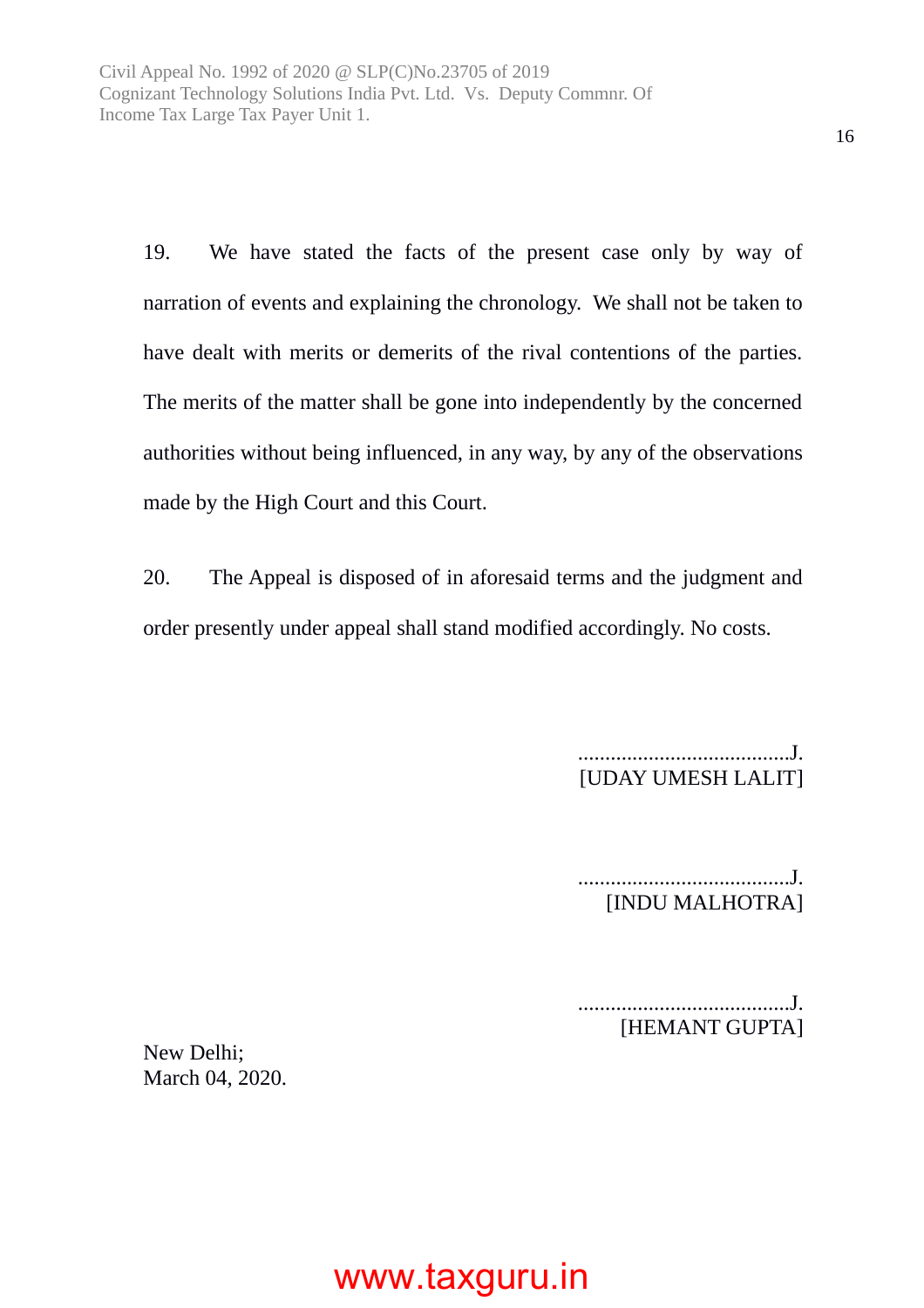19. We have stated the facts of the present case only by way of narration of events and explaining the chronology. We shall not be taken to have dealt with merits or demerits of the rival contentions of the parties. The merits of the matter shall be gone into independently by the concerned authorities without being influenced, in any way, by any of the observations made by the High Court and this Court.

20. The Appeal is disposed of in aforesaid terms and the judgment and order presently under appeal shall stand modified accordingly. No costs.

.......................................J.
[UDAY UMESH LALIT]

.......................................J.
[INDU MALHOTRA]

.......................................J.
[HEMANT GUPTA]

New Delhi;
March 04, 2020.